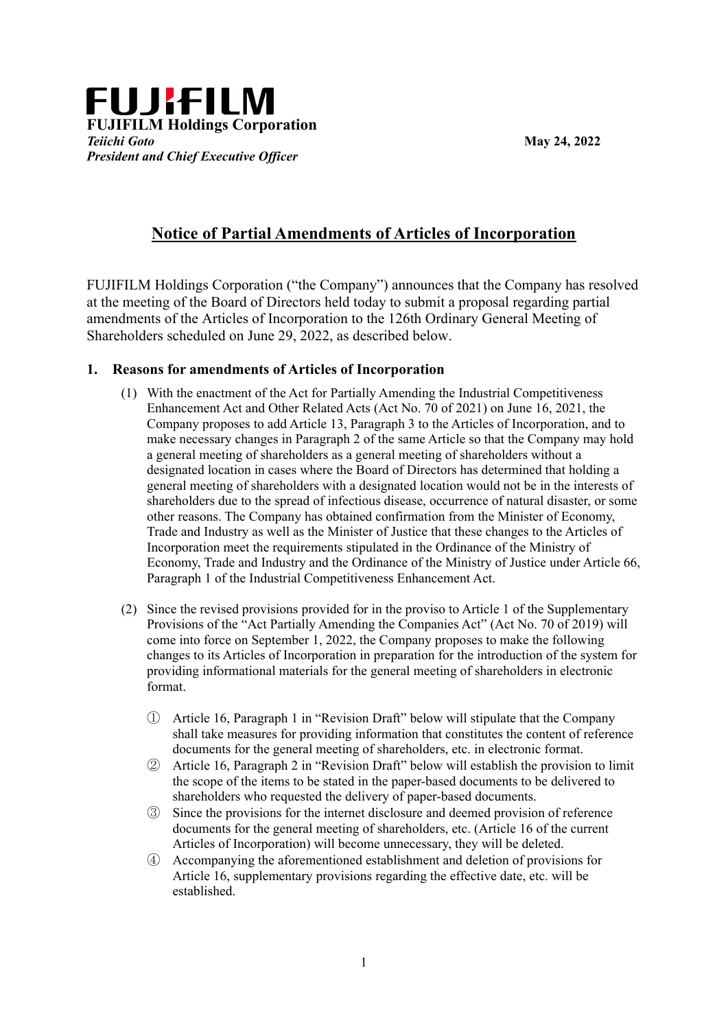**FUJIFILM**

**FUJIFILM Holdings Corporation**
***Teiichi Goto***
***President and Chief Executive Officer***

**May 24, 2022**

# Notice of Partial Amendments of Articles of Incorporation

FUJIFILM Holdings Corporation ("the Company") announces that the Company has resolved at the meeting of the Board of Directors held today to submit a proposal regarding partial amendments of the Articles of Incorporation to the 126th Ordinary General Meeting of Shareholders scheduled on June 29, 2022, as described below.

## 1. Reasons for amendments of Articles of Incorporation

(1) With the enactment of the Act for Partially Amending the Industrial Competitiveness Enhancement Act and Other Related Acts (Act No. 70 of 2021) on June 16, 2021, the Company proposes to add Article 13, Paragraph 3 to the Articles of Incorporation, and to make necessary changes in Paragraph 2 of the same Article so that the Company may hold a general meeting of shareholders as a general meeting of shareholders without a designated location in cases where the Board of Directors has determined that holding a general meeting of shareholders with a designated location would not be in the interests of shareholders due to the spread of infectious disease, occurrence of natural disaster, or some other reasons. The Company has obtained confirmation from the Minister of Economy, Trade and Industry as well as the Minister of Justice that these changes to the Articles of Incorporation meet the requirements stipulated in the Ordinance of the Ministry of Economy, Trade and Industry and the Ordinance of the Ministry of Justice under Article 66, Paragraph 1 of the Industrial Competitiveness Enhancement Act.

(2) Since the revised provisions provided for in the proviso to Article 1 of the Supplementary Provisions of the "Act Partially Amending the Companies Act" (Act No. 70 of 2019) will come into force on September 1, 2022, the Company proposes to make the following changes to its Articles of Incorporation in preparation for the introduction of the system for providing informational materials for the general meeting of shareholders in electronic format.

① Article 16, Paragraph 1 in "Revision Draft" below will stipulate that the Company shall take measures for providing information that constitutes the content of reference documents for the general meeting of shareholders, etc. in electronic format.

② Article 16, Paragraph 2 in "Revision Draft" below will establish the provision to limit the scope of the items to be stated in the paper-based documents to be delivered to shareholders who requested the delivery of paper-based documents.

③ Since the provisions for the internet disclosure and deemed provision of reference documents for the general meeting of shareholders, etc. (Article 16 of the current Articles of Incorporation) will become unnecessary, they will be deleted.

④ Accompanying the aforementioned establishment and deletion of provisions for Article 16, supplementary provisions regarding the effective date, etc. will be established.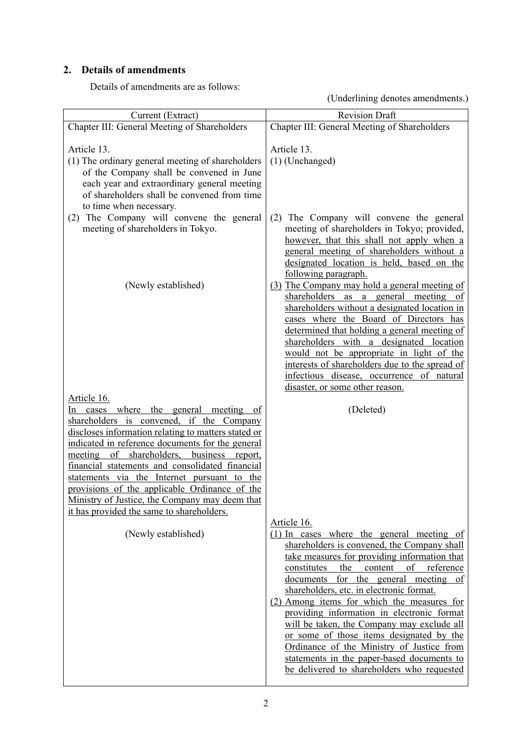## 2. Details of amendments

Details of amendments are as follows:

(Underlining denotes amendments.)

| Current (Extract) | Revision Draft |
|---|---|
| Chapter III: General Meeting of Shareholders | Chapter III: General Meeting of Shareholders |
| Article 13.<br>(1) The ordinary general meeting of shareholders of the Company shall be convened in June each year and extraordinary general meeting of shareholders shall be convened from time to time when necessary. | Article 13.<br>(1) (Unchanged) |
| (2) The Company will convene the general meeting of shareholders in Tokyo. | (2) The Company will convene the general meeting of shareholders in Tokyo; provided, however, that this shall not apply when a general meeting of shareholders without a designated location is held, based on the following paragraph. |
| (Newly established) | (3) The Company may hold a general meeting of shareholders as a general meeting of shareholders without a designated location in cases where the Board of Directors has determined that holding a general meeting of shareholders with a designated location would not be appropriate in light of the interests of shareholders due to the spread of infectious disease, occurrence of natural disaster, or some other reason. |
| Article 16.<br>In cases where the general meeting of shareholders is convened, if the Company discloses information relating to matters stated or indicated in reference documents for the general meeting of shareholders, business report, financial statements and consolidated financial statements via the Internet pursuant to the provisions of the applicable Ordinance of the Ministry of Justice, the Company may deem that it has provided the same to shareholders. | (Deleted) |
| (Newly established) | Article 16.<br>(1) In cases where the general meeting of shareholders is convened, the Company shall take measures for providing information that constitutes the content of reference documents for the general meeting of shareholders, etc. in electronic format.<br>(2) Among items for which the measures for providing information in electronic format will be taken, the Company may exclude all or some of those items designated by the Ordinance of the Ministry of Justice from statements in the paper-based documents to be delivered to shareholders who requested |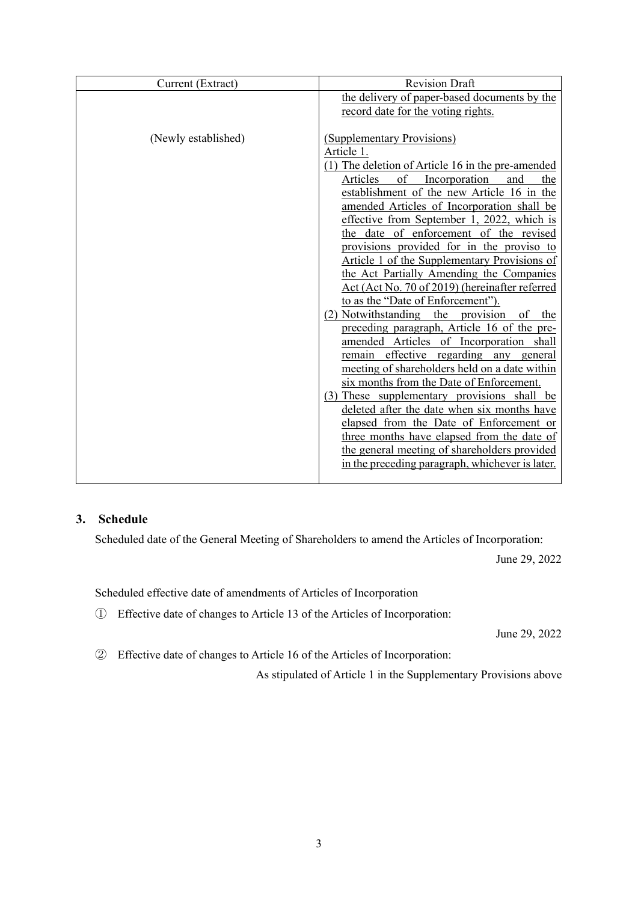| Current (Extract) | Revision Draft |
|---|---|
| | the delivery of paper-based documents by the record date for the voting rights. |
| (Newly established) | (Supplementary Provisions)<br>Article 1.<br>(1) The deletion of Article 16 in the pre-amended Articles of Incorporation and the establishment of the new Article 16 in the amended Articles of Incorporation shall be effective from September 1, 2022, which is the date of enforcement of the revised provisions provided for in the proviso to Article 1 of the Supplementary Provisions of the Act Partially Amending the Companies Act (Act No. 70 of 2019) (hereinafter referred to as the "Date of Enforcement").<br>(2) Notwithstanding the provision of the preceding paragraph, Article 16 of the pre-amended Articles of Incorporation shall remain effective regarding any general meeting of shareholders held on a date within six months from the Date of Enforcement.<br>(3) These supplementary provisions shall be deleted after the date when six months have elapsed from the Date of Enforcement or three months have elapsed from the date of the general meeting of shareholders provided in the preceding paragraph, whichever is later. |

## 3. Schedule

Scheduled date of the General Meeting of Shareholders to amend the Articles of Incorporation:

June 29, 2022

Scheduled effective date of amendments of Articles of Incorporation

① Effective date of changes to Article 13 of the Articles of Incorporation:

June 29, 2022

② Effective date of changes to Article 16 of the Articles of Incorporation:

As stipulated of Article 1 in the Supplementary Provisions above